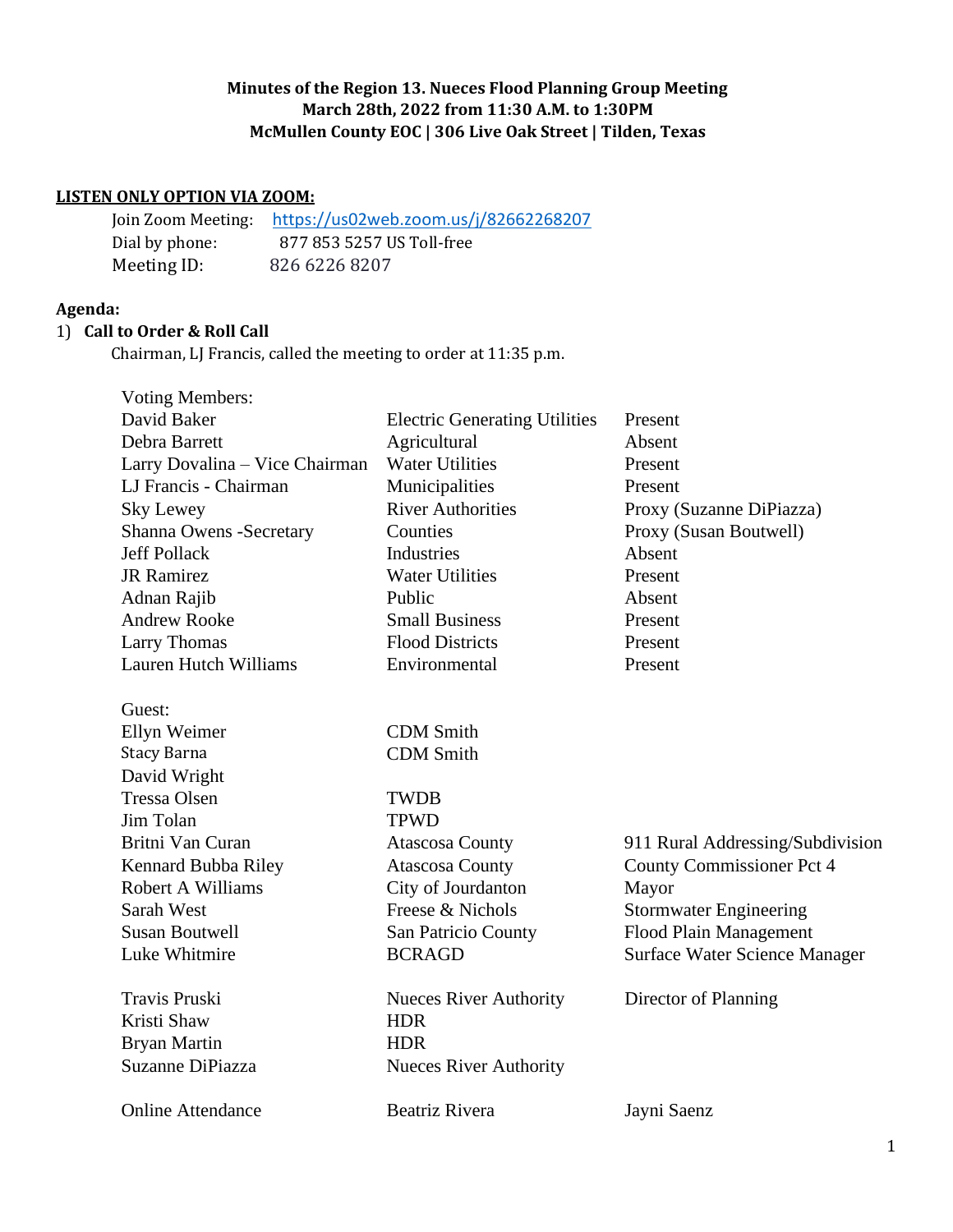**Minutes of the Region 13. Nueces Flood Planning Group Meeting**
**March 28th, 2022 from 11:30 A.M. to 1:30PM**
**McMullen County EOC | 306 Live Oak Street | Tilden, Texas**

**LISTEN ONLY OPTION VIA ZOOM:**

Join Zoom Meeting: https://us02web.zoom.us/j/82662268207
Dial by phone: 877 853 5257 US Toll-free
Meeting ID: 826 6226 8207

**Agenda:**

1) **Call to Order & Roll Call**

Chairman, LJ Francis, called the meeting to order at 11:35 p.m.

| Voting Members: | | |
|---|---|---|
| David Baker | Electric Generating Utilities | Present |
| Debra Barrett | Agricultural | Absent |
| Larry Dovalina – Vice Chairman | Water Utilities | Present |
| LJ Francis - Chairman | Municipalities | Present |
| Sky Lewey | River Authorities | Proxy (Suzanne DiPiazza) |
| Shanna Owens -Secretary | Counties | Proxy (Susan Boutwell) |
| Jeff Pollack | Industries | Absent |
| JR Ramirez | Water Utilities | Present |
| Adnan Rajib | Public | Absent |
| Andrew Rooke | Small Business | Present |
| Larry Thomas | Flood Districts | Present |
| Lauren Hutch Williams | Environmental | Present |

| Guest: | | |
|---|---|---|
| Ellyn Weimer | CDM Smith | |
| Stacy Barna | CDM Smith | |
| David Wright | | |
| Tressa Olsen | TWDB | |
| Jim Tolan | TPWD | |
| Britni Van Curan | Atascosa County | 911 Rural Addressing/Subdivision |
| Kennard Bubba Riley | Atascosa County | County Commissioner Pct 4 |
| Robert A Williams | City of Jourdanton | Mayor |
| Sarah West | Freese & Nichols | Stormwater Engineering |
| Susan Boutwell | San Patricio County | Flood Plain Management |
| Luke Whitmire | BCRAGD | Surface Water Science Manager |
| Travis Pruski | Nueces River Authority | Director of Planning |
| Kristi Shaw | HDR | |
| Bryan Martin | HDR | |
| Suzanne DiPiazza | Nueces River Authority | |
| Online Attendance | Beatriz Rivera | Jayni Saenz |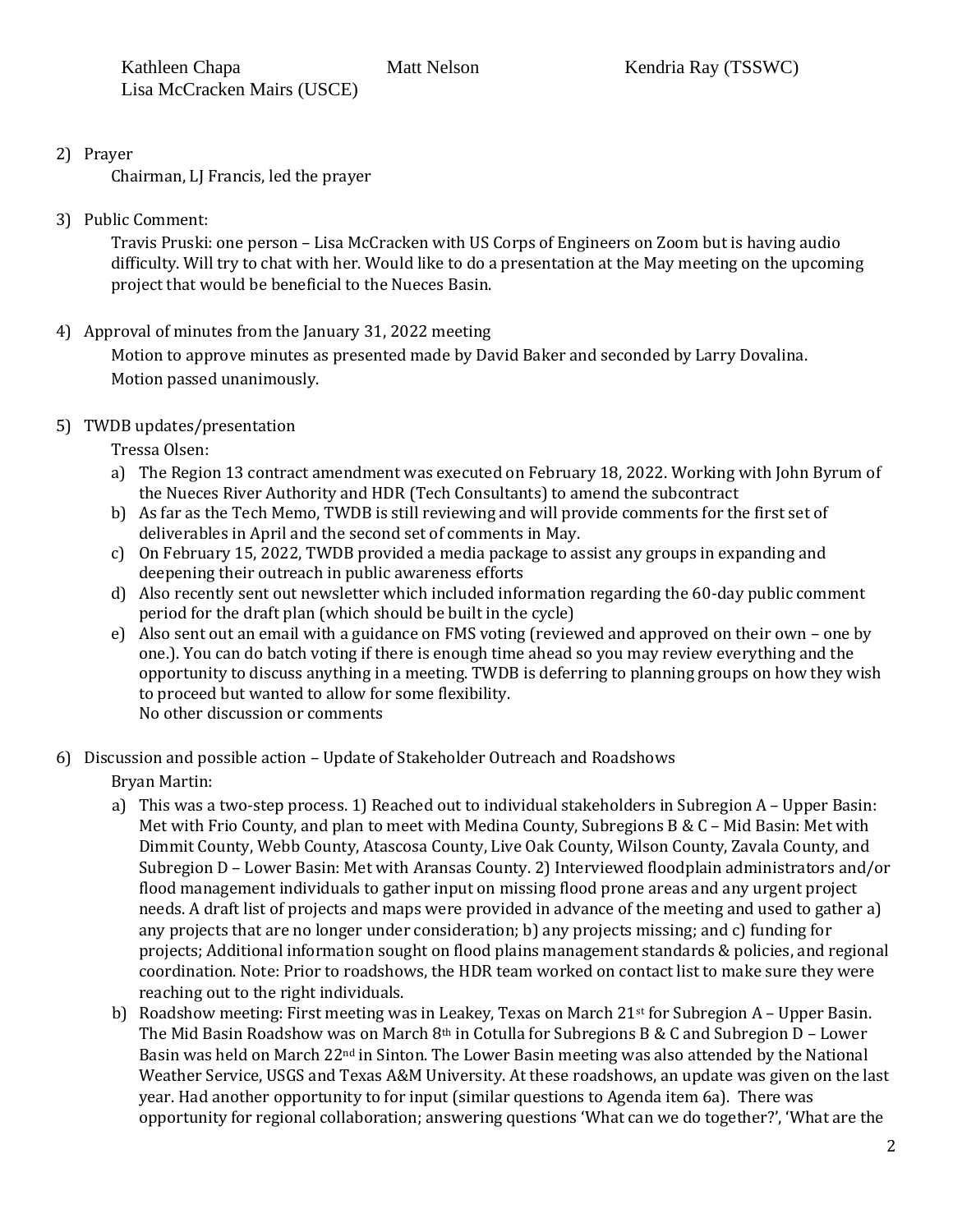Kathleen Chapa    Matt Nelson    Kendria Ray (TSSWC)
Lisa McCracken Mairs (USCE)

2) Prayer

   Chairman, LJ Francis, led the prayer

3) Public Comment:

   Travis Pruski: one person – Lisa McCracken with US Corps of Engineers on Zoom but is having audio difficulty. Will try to chat with her. Would like to do a presentation at the May meeting on the upcoming project that would be beneficial to the Nueces Basin.

4) Approval of minutes from the January 31, 2022 meeting

   Motion to approve minutes as presented made by David Baker and seconded by Larry Dovalina.
   Motion passed unanimously.

5) TWDB updates/presentation

   Tressa Olsen:

   a) The Region 13 contract amendment was executed on February 18, 2022. Working with John Byrum of the Nueces River Authority and HDR (Tech Consultants) to amend the subcontract
   b) As far as the Tech Memo, TWDB is still reviewing and will provide comments for the first set of deliverables in April and the second set of comments in May.
   c) On February 15, 2022, TWDB provided a media package to assist any groups in expanding and deepening their outreach in public awareness efforts
   d) Also recently sent out newsletter which included information regarding the 60-day public comment period for the draft plan (which should be built in the cycle)
   e) Also sent out an email with a guidance on FMS voting (reviewed and approved on their own – one by one.). You can do batch voting if there is enough time ahead so you may review everything and the opportunity to discuss anything in a meeting. TWDB is deferring to planning groups on how they wish to proceed but wanted to allow for some flexibility.

      No other discussion or comments

6) Discussion and possible action – Update of Stakeholder Outreach and Roadshows

   Bryan Martin:

   a) This was a two-step process. 1) Reached out to individual stakeholders in Subregion A – Upper Basin: Met with Frio County, and plan to meet with Medina County, Subregions B & C – Mid Basin: Met with Dimmit County, Webb County, Atascosa County, Live Oak County, Wilson County, Zavala County, and Subregion D – Lower Basin: Met with Aransas County. 2) Interviewed floodplain administrators and/or flood management individuals to gather input on missing flood prone areas and any urgent project needs. A draft list of projects and maps were provided in advance of the meeting and used to gather a) any projects that are no longer under consideration; b) any projects missing; and c) funding for projects; Additional information sought on flood plains management standards & policies, and regional coordination. Note: Prior to roadshows, the HDR team worked on contact list to make sure they were reaching out to the right individuals.
   b) Roadshow meeting: First meeting was in Leakey, Texas on March 21st for Subregion A – Upper Basin. The Mid Basin Roadshow was on March 8th in Cotulla for Subregions B & C and Subregion D – Lower Basin was held on March 22nd in Sinton. The Lower Basin meeting was also attended by the National Weather Service, USGS and Texas A&M University. At these roadshows, an update was given on the last year. Had another opportunity to for input (similar questions to Agenda item 6a). There was opportunity for regional collaboration; answering questions 'What can we do together?', 'What are the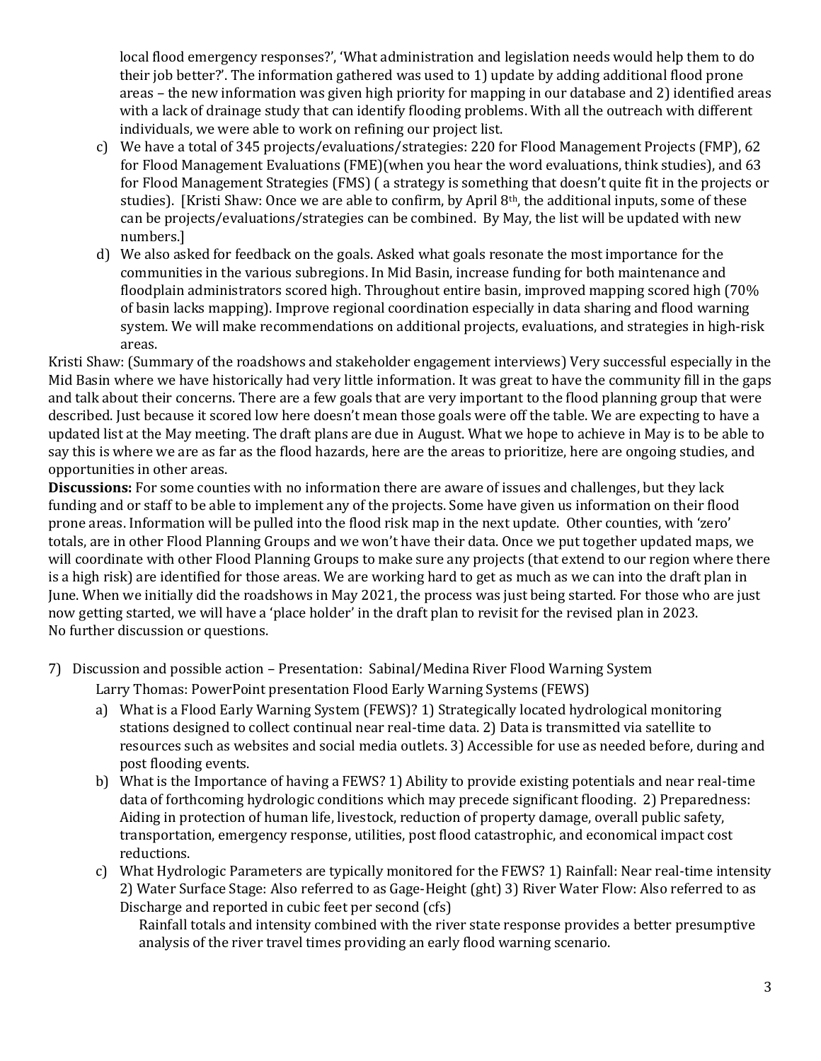local flood emergency responses?', 'What administration and legislation needs would help them to do their job better?'. The information gathered was used to 1) update by adding additional flood prone areas – the new information was given high priority for mapping in our database and 2) identified areas with a lack of drainage study that can identify flooding problems. With all the outreach with different individuals, we were able to work on refining our project list.

c) We have a total of 345 projects/evaluations/strategies: 220 for Flood Management Projects (FMP), 62 for Flood Management Evaluations (FME)(when you hear the word evaluations, think studies), and 63 for Flood Management Strategies (FMS) ( a strategy is something that doesn't quite fit in the projects or studies). [Kristi Shaw: Once we are able to confirm, by April 8th, the additional inputs, some of these can be projects/evaluations/strategies can be combined. By May, the list will be updated with new numbers.]

d) We also asked for feedback on the goals. Asked what goals resonate the most importance for the communities in the various subregions. In Mid Basin, increase funding for both maintenance and floodplain administrators scored high. Throughout entire basin, improved mapping scored high (70% of basin lacks mapping). Improve regional coordination especially in data sharing and flood warning system. We will make recommendations on additional projects, evaluations, and strategies in high-risk areas.

Kristi Shaw: (Summary of the roadshows and stakeholder engagement interviews) Very successful especially in the Mid Basin where we have historically had very little information. It was great to have the community fill in the gaps and talk about their concerns. There are a few goals that are very important to the flood planning group that were described. Just because it scored low here doesn't mean those goals were off the table. We are expecting to have a updated list at the May meeting. The draft plans are due in August. What we hope to achieve in May is to be able to say this is where we are as far as the flood hazards, here are the areas to prioritize, here are ongoing studies, and opportunities in other areas.

**Discussions:** For some counties with no information there are aware of issues and challenges, but they lack funding and or staff to be able to implement any of the projects. Some have given us information on their flood prone areas. Information will be pulled into the flood risk map in the next update. Other counties, with 'zero' totals, are in other Flood Planning Groups and we won't have their data. Once we put together updated maps, we will coordinate with other Flood Planning Groups to make sure any projects (that extend to our region where there is a high risk) are identified for those areas. We are working hard to get as much as we can into the draft plan in June. When we initially did the roadshows in May 2021, the process was just being started. For those who are just now getting started, we will have a 'place holder' in the draft plan to revisit for the revised plan in 2023. No further discussion or questions.

7) Discussion and possible action – Presentation: Sabinal/Medina River Flood Warning System

Larry Thomas: PowerPoint presentation Flood Early Warning Systems (FEWS)

a) What is a Flood Early Warning System (FEWS)? 1) Strategically located hydrological monitoring stations designed to collect continual near real-time data. 2) Data is transmitted via satellite to resources such as websites and social media outlets. 3) Accessible for use as needed before, during and post flooding events.

b) What is the Importance of having a FEWS? 1) Ability to provide existing potentials and near real-time data of forthcoming hydrologic conditions which may precede significant flooding. 2) Preparedness: Aiding in protection of human life, livestock, reduction of property damage, overall public safety, transportation, emergency response, utilities, post flood catastrophic, and economical impact cost reductions.

c) What Hydrologic Parameters are typically monitored for the FEWS? 1) Rainfall: Near real-time intensity 2) Water Surface Stage: Also referred to as Gage-Height (ght) 3) River Water Flow: Also referred to as Discharge and reported in cubic feet per second (cfs)

   Rainfall totals and intensity combined with the river state response provides a better presumptive analysis of the river travel times providing an early flood warning scenario.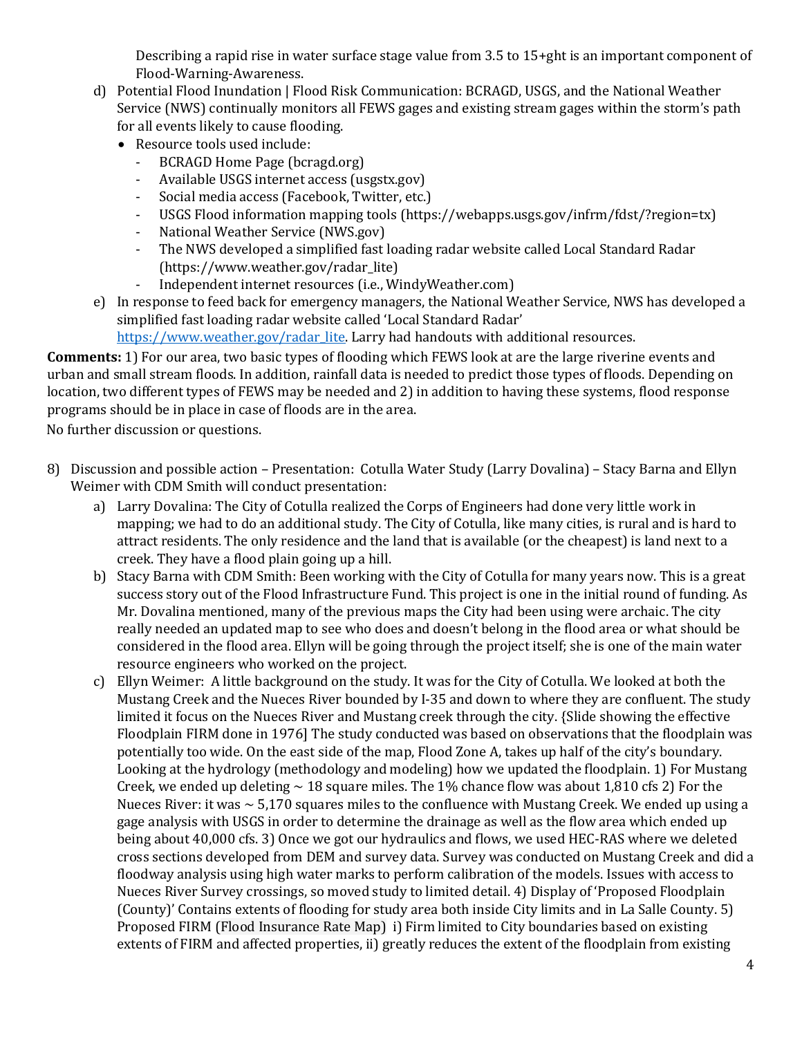Describing a rapid rise in water surface stage value from 3.5 to 15+ght is an important component of Flood-Warning-Awareness.

d) Potential Flood Inundation | Flood Risk Communication: BCRAGD, USGS, and the National Weather Service (NWS) continually monitors all FEWS gages and existing stream gages within the storm's path for all events likely to cause flooding.
   - Resource tools used include:
     - BCRAGD Home Page (bcragd.org)
     - Available USGS internet access (usgstx.gov)
     - Social media access (Facebook, Twitter, etc.)
     - USGS Flood information mapping tools (https://webapps.usgs.gov/infrm/fdst/?region=tx)
     - National Weather Service (NWS.gov)
     - The NWS developed a simplified fast loading radar website called Local Standard Radar (https://www.weather.gov/radar_lite)
     - Independent internet resources (i.e., WindyWeather.com)

e) In response to feed back for emergency managers, the National Weather Service, NWS has developed a simplified fast loading radar website called 'Local Standard Radar' https://www.weather.gov/radar_lite. Larry had handouts with additional resources.

**Comments:** 1) For our area, two basic types of flooding which FEWS look at are the large riverine events and urban and small stream floods. In addition, rainfall data is needed to predict those types of floods. Depending on location, two different types of FEWS may be needed and 2) in addition to having these systems, flood response programs should be in place in case of floods are in the area.

No further discussion or questions.

8) Discussion and possible action – Presentation: Cotulla Water Study (Larry Dovalina) – Stacy Barna and Ellyn Weimer with CDM Smith will conduct presentation:
   a) Larry Dovalina: The City of Cotulla realized the Corps of Engineers had done very little work in mapping; we had to do an additional study. The City of Cotulla, like many cities, is rural and is hard to attract residents. The only residence and the land that is available (or the cheapest) is land next to a creek. They have a flood plain going up a hill.
   b) Stacy Barna with CDM Smith: Been working with the City of Cotulla for many years now. This is a great success story out of the Flood Infrastructure Fund. This project is one in the initial round of funding. As Mr. Dovalina mentioned, many of the previous maps the City had been using were archaic. The city really needed an updated map to see who does and doesn't belong in the flood area or what should be considered in the flood area. Ellyn will be going through the project itself; she is one of the main water resource engineers who worked on the project.
   c) Ellyn Weimer: A little background on the study. It was for the City of Cotulla. We looked at both the Mustang Creek and the Nueces River bounded by I-35 and down to where they are confluent. The study limited it focus on the Nueces River and Mustang creek through the city. {Slide showing the effective Floodplain FIRM done in 1976] The study conducted was based on observations that the floodplain was potentially too wide. On the east side of the map, Flood Zone A, takes up half of the city's boundary. Looking at the hydrology (methodology and modeling) how we updated the floodplain. 1) For Mustang Creek, we ended up deleting ~ 18 square miles. The 1% chance flow was about 1,810 cfs 2) For the Nueces River: it was ~ 5,170 squares miles to the confluence with Mustang Creek. We ended up using a gage analysis with USGS in order to determine the drainage as well as the flow area which ended up being about 40,000 cfs. 3) Once we got our hydraulics and flows, we used HEC-RAS where we deleted cross sections developed from DEM and survey data. Survey was conducted on Mustang Creek and did a floodway analysis using high water marks to perform calibration of the models. Issues with access to Nueces River Survey crossings, so moved study to limited detail. 4) Display of 'Proposed Floodplain (County)' Contains extents of flooding for study area both inside City limits and in La Salle County. 5) Proposed FIRM (Flood Insurance Rate Map) i) Firm limited to City boundaries based on existing extents of FIRM and affected properties, ii) greatly reduces the extent of the floodplain from existing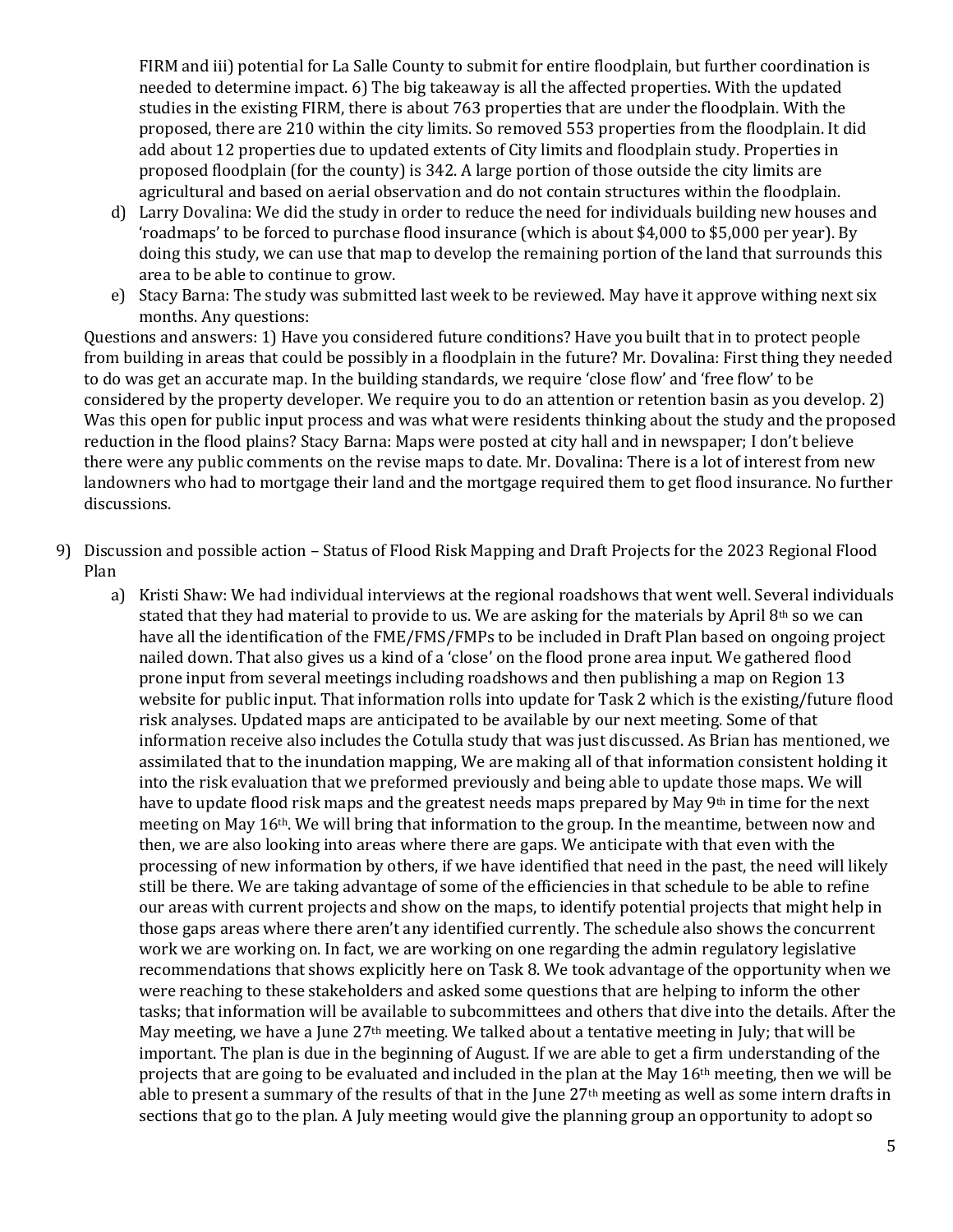FIRM and iii) potential for La Salle County to submit for entire floodplain, but further coordination is needed to determine impact. 6) The big takeaway is all the affected properties. With the updated studies in the existing FIRM, there is about 763 properties that are under the floodplain. With the proposed, there are 210 within the city limits. So removed 553 properties from the floodplain. It did add about 12 properties due to updated extents of City limits and floodplain study. Properties in proposed floodplain (for the county) is 342. A large portion of those outside the city limits are agricultural and based on aerial observation and do not contain structures within the floodplain.

d) Larry Dovalina: We did the study in order to reduce the need for individuals building new houses and 'roadmaps' to be forced to purchase flood insurance (which is about $4,000 to $5,000 per year). By doing this study, we can use that map to develop the remaining portion of the land that surrounds this area to be able to continue to grow.

e) Stacy Barna: The study was submitted last week to be reviewed. May have it approve withing next six months. Any questions:

Questions and answers: 1) Have you considered future conditions? Have you built that in to protect people from building in areas that could be possibly in a floodplain in the future? Mr. Dovalina: First thing they needed to do was get an accurate map. In the building standards, we require 'close flow' and 'free flow' to be considered by the property developer. We require you to do an attention or retention basin as you develop. 2) Was this open for public input process and was what were residents thinking about the study and the proposed reduction in the flood plains? Stacy Barna: Maps were posted at city hall and in newspaper; I don't believe there were any public comments on the revise maps to date. Mr. Dovalina: There is a lot of interest from new landowners who had to mortgage their land and the mortgage required them to get flood insurance. No further discussions.

9) Discussion and possible action – Status of Flood Risk Mapping and Draft Projects for the 2023 Regional Flood Plan

a) Kristi Shaw: We had individual interviews at the regional roadshows that went well. Several individuals stated that they had material to provide to us. We are asking for the materials by April 8th so we can have all the identification of the FME/FMS/FMPs to be included in Draft Plan based on ongoing project nailed down. That also gives us a kind of a 'close' on the flood prone area input. We gathered flood prone input from several meetings including roadshows and then publishing a map on Region 13 website for public input. That information rolls into update for Task 2 which is the existing/future flood risk analyses. Updated maps are anticipated to be available by our next meeting. Some of that information receive also includes the Cotulla study that was just discussed. As Brian has mentioned, we assimilated that to the inundation mapping, We are making all of that information consistent holding it into the risk evaluation that we preformed previously and being able to update those maps. We will have to update flood risk maps and the greatest needs maps prepared by May 9th in time for the next meeting on May 16th. We will bring that information to the group. In the meantime, between now and then, we are also looking into areas where there are gaps. We anticipate with that even with the processing of new information by others, if we have identified that need in the past, the need will likely still be there. We are taking advantage of some of the efficiencies in that schedule to be able to refine our areas with current projects and show on the maps, to identify potential projects that might help in those gaps areas where there aren't any identified currently. The schedule also shows the concurrent work we are working on. In fact, we are working on one regarding the admin regulatory legislative recommendations that shows explicitly here on Task 8. We took advantage of the opportunity when we were reaching to these stakeholders and asked some questions that are helping to inform the other tasks; that information will be available to subcommittees and others that dive into the details. After the May meeting, we have a June 27th meeting. We talked about a tentative meeting in July; that will be important. The plan is due in the beginning of August. If we are able to get a firm understanding of the projects that are going to be evaluated and included in the plan at the May 16th meeting, then we will be able to present a summary of the results of that in the June 27th meeting as well as some intern drafts in sections that go to the plan. A July meeting would give the planning group an opportunity to adopt so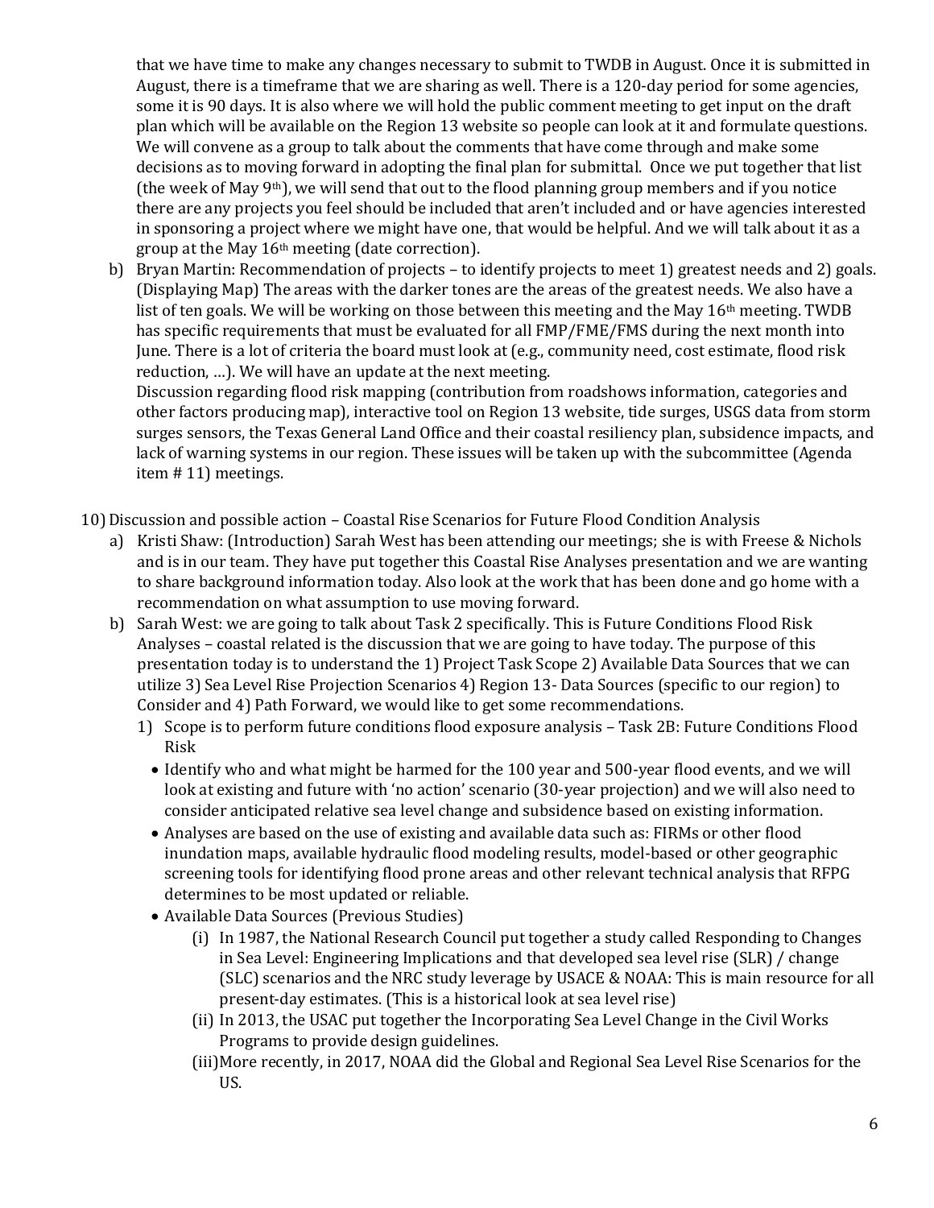that we have time to make any changes necessary to submit to TWDB in August. Once it is submitted in August, there is a timeframe that we are sharing as well. There is a 120-day period for some agencies, some it is 90 days. It is also where we will hold the public comment meeting to get input on the draft plan which will be available on the Region 13 website so people can look at it and formulate questions. We will convene as a group to talk about the comments that have come through and make some decisions as to moving forward in adopting the final plan for submittal. Once we put together that list (the week of May 9th), we will send that out to the flood planning group members and if you notice there are any projects you feel should be included that aren't included and or have agencies interested in sponsoring a project where we might have one, that would be helpful. And we will talk about it as a group at the May 16th meeting (date correction).

b) Bryan Martin: Recommendation of projects – to identify projects to meet 1) greatest needs and 2) goals. (Displaying Map) The areas with the darker tones are the areas of the greatest needs. We also have a list of ten goals. We will be working on those between this meeting and the May 16th meeting. TWDB has specific requirements that must be evaluated for all FMP/FME/FMS during the next month into June. There is a lot of criteria the board must look at (e.g., community need, cost estimate, flood risk reduction, …). We will have an update at the next meeting.
Discussion regarding flood risk mapping (contribution from roadshows information, categories and other factors producing map), interactive tool on Region 13 website, tide surges, USGS data from storm surges sensors, the Texas General Land Office and their coastal resiliency plan, subsidence impacts, and lack of warning systems in our region. These issues will be taken up with the subcommittee (Agenda item # 11) meetings.

10) Discussion and possible action – Coastal Rise Scenarios for Future Flood Condition Analysis

a) Kristi Shaw: (Introduction) Sarah West has been attending our meetings; she is with Freese & Nichols and is in our team. They have put together this Coastal Rise Analyses presentation and we are wanting to share background information today. Also look at the work that has been done and go home with a recommendation on what assumption to use moving forward.

b) Sarah West: we are going to talk about Task 2 specifically. This is Future Conditions Flood Risk Analyses – coastal related is the discussion that we are going to have today. The purpose of this presentation today is to understand the 1) Project Task Scope 2) Available Data Sources that we can utilize 3) Sea Level Rise Projection Scenarios 4) Region 13- Data Sources (specific to our region) to Consider and 4) Path Forward, we would like to get some recommendations.

1) Scope is to perform future conditions flood exposure analysis – Task 2B: Future Conditions Flood Risk
   - Identify who and what might be harmed for the 100 year and 500-year flood events, and we will look at existing and future with 'no action' scenario (30-year projection) and we will also need to consider anticipated relative sea level change and subsidence based on existing information.
   - Analyses are based on the use of existing and available data such as: FIRMs or other flood inundation maps, available hydraulic flood modeling results, model-based or other geographic screening tools for identifying flood prone areas and other relevant technical analysis that RFPG determines to be most updated or reliable.
   - Available Data Sources (Previous Studies)
     (i) In 1987, the National Research Council put together a study called Responding to Changes in Sea Level: Engineering Implications and that developed sea level rise (SLR) / change (SLC) scenarios and the NRC study leverage by USACE & NOAA: This is main resource for all present-day estimates. (This is a historical look at sea level rise)
     (ii) In 2013, the USAC put together the Incorporating Sea Level Change in the Civil Works Programs to provide design guidelines.
     (iii) More recently, in 2017, NOAA did the Global and Regional Sea Level Rise Scenarios for the US.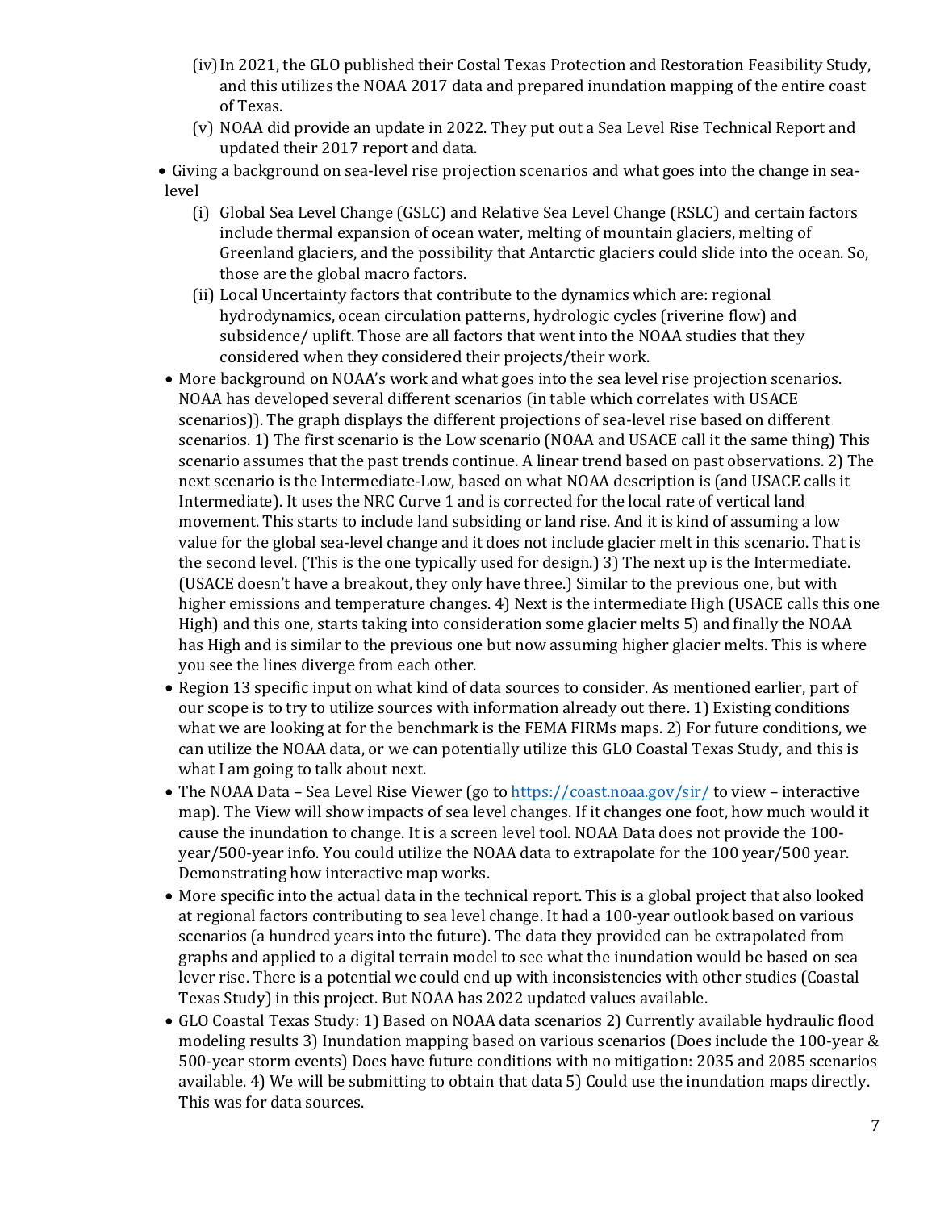- (iv) In 2021, the GLO published their Costal Texas Protection and Restoration Feasibility Study, and this utilizes the NOAA 2017 data and prepared inundation mapping of the entire coast of Texas.
- (v) NOAA did provide an update in 2022. They put out a Sea Level Rise Technical Report and updated their 2017 report and data.

- Giving a background on sea-level rise projection scenarios and what goes into the change in sea-level
  - (i) Global Sea Level Change (GSLC) and Relative Sea Level Change (RSLC) and certain factors include thermal expansion of ocean water, melting of mountain glaciers, melting of Greenland glaciers, and the possibility that Antarctic glaciers could slide into the ocean. So, those are the global macro factors.
  - (ii) Local Uncertainty factors that contribute to the dynamics which are: regional hydrodynamics, ocean circulation patterns, hydrologic cycles (riverine flow) and subsidence/ uplift. Those are all factors that went into the NOAA studies that they considered when they considered their projects/their work.
- More background on NOAA's work and what goes into the sea level rise projection scenarios. NOAA has developed several different scenarios (in table which correlates with USACE scenarios)). The graph displays the different projections of sea-level rise based on different scenarios. 1) The first scenario is the Low scenario (NOAA and USACE call it the same thing) This scenario assumes that the past trends continue. A linear trend based on past observations. 2) The next scenario is the Intermediate-Low, based on what NOAA description is (and USACE calls it Intermediate). It uses the NRC Curve 1 and is corrected for the local rate of vertical land movement. This starts to include land subsiding or land rise. And it is kind of assuming a low value for the global sea-level change and it does not include glacier melt in this scenario. That is the second level. (This is the one typically used for design.) 3) The next up is the Intermediate. (USACE doesn't have a breakout, they only have three.) Similar to the previous one, but with higher emissions and temperature changes. 4) Next is the intermediate High (USACE calls this one High) and this one, starts taking into consideration some glacier melts 5) and finally the NOAA has High and is similar to the previous one but now assuming higher glacier melts. This is where you see the lines diverge from each other.
- Region 13 specific input on what kind of data sources to consider. As mentioned earlier, part of our scope is to try to utilize sources with information already out there. 1) Existing conditions what we are looking at for the benchmark is the FEMA FIRMs maps. 2) For future conditions, we can utilize the NOAA data, or we can potentially utilize this GLO Coastal Texas Study, and this is what I am going to talk about next.
- The NOAA Data – Sea Level Rise Viewer (go to https://coast.noaa.gov/sir/ to view – interactive map). The View will show impacts of sea level changes. If it changes one foot, how much would it cause the inundation to change. It is a screen level tool. NOAA Data does not provide the 100-year/500-year info. You could utilize the NOAA data to extrapolate for the 100 year/500 year. Demonstrating how interactive map works.
- More specific into the actual data in the technical report. This is a global project that also looked at regional factors contributing to sea level change. It had a 100-year outlook based on various scenarios (a hundred years into the future). The data they provided can be extrapolated from graphs and applied to a digital terrain model to see what the inundation would be based on sea lever rise. There is a potential we could end up with inconsistencies with other studies (Coastal Texas Study) in this project. But NOAA has 2022 updated values available.
- GLO Coastal Texas Study: 1) Based on NOAA data scenarios 2) Currently available hydraulic flood modeling results 3) Inundation mapping based on various scenarios (Does include the 100-year & 500-year storm events) Does have future conditions with no mitigation: 2035 and 2085 scenarios available. 4) We will be submitting to obtain that data 5) Could use the inundation maps directly. This was for data sources.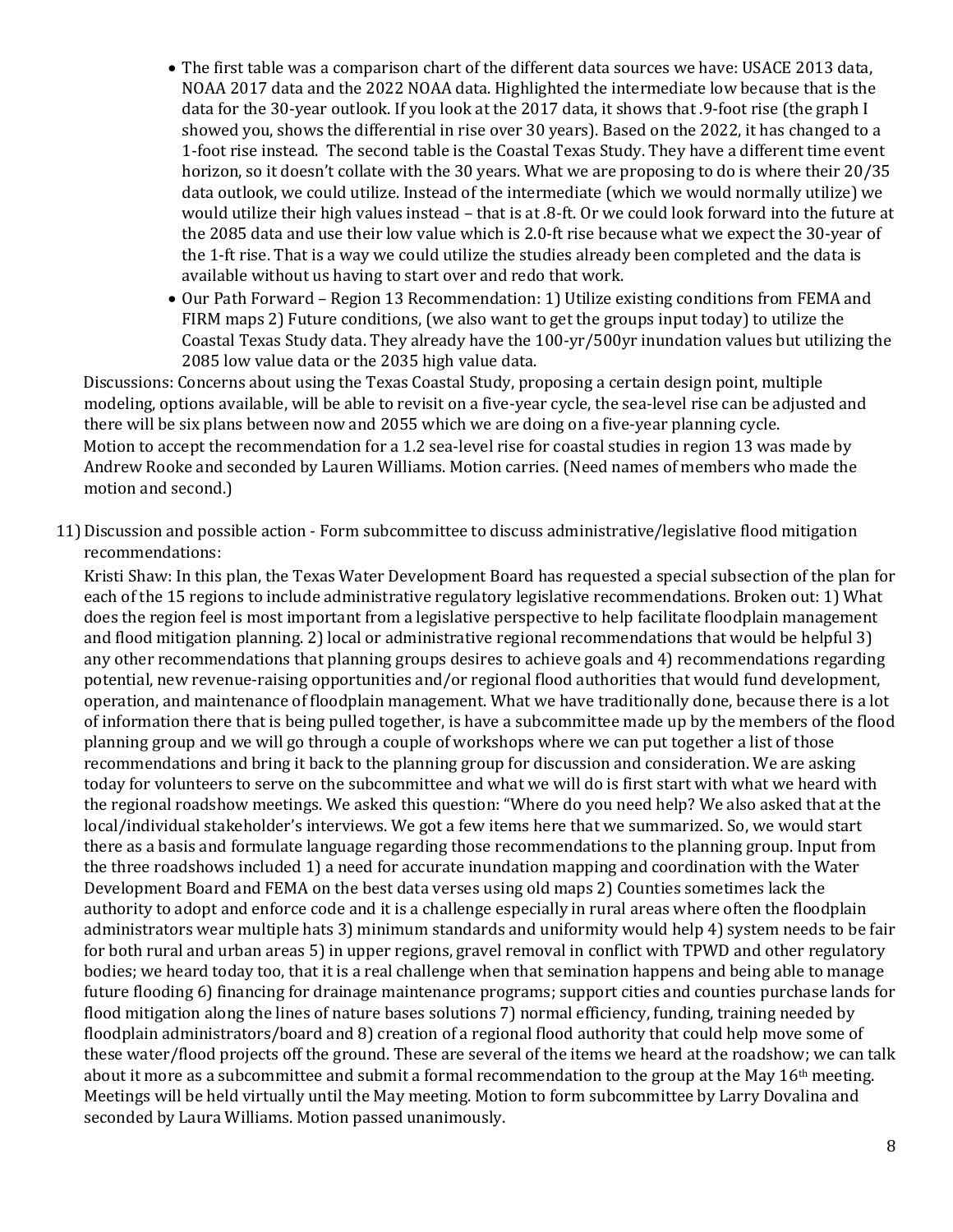- The first table was a comparison chart of the different data sources we have: USACE 2013 data, NOAA 2017 data and the 2022 NOAA data. Highlighted the intermediate low because that is the data for the 30-year outlook. If you look at the 2017 data, it shows that .9-foot rise (the graph I showed you, shows the differential in rise over 30 years). Based on the 2022, it has changed to a 1-foot rise instead. The second table is the Coastal Texas Study. They have a different time event horizon, so it doesn't collate with the 30 years. What we are proposing to do is where their 20/35 data outlook, we could utilize. Instead of the intermediate (which we would normally utilize) we would utilize their high values instead – that is at .8-ft. Or we could look forward into the future at the 2085 data and use their low value which is 2.0-ft rise because what we expect the 30-year of the 1-ft rise. That is a way we could utilize the studies already been completed and the data is available without us having to start over and redo that work.
- Our Path Forward – Region 13 Recommendation: 1) Utilize existing conditions from FEMA and FIRM maps 2) Future conditions, (we also want to get the groups input today) to utilize the Coastal Texas Study data. They already have the 100-yr/500yr inundation values but utilizing the 2085 low value data or the 2035 high value data.

Discussions: Concerns about using the Texas Coastal Study, proposing a certain design point, multiple modeling, options available, will be able to revisit on a five-year cycle, the sea-level rise can be adjusted and there will be six plans between now and 2055 which we are doing on a five-year planning cycle.

Motion to accept the recommendation for a 1.2 sea-level rise for coastal studies in region 13 was made by Andrew Rooke and seconded by Lauren Williams. Motion carries. (Need names of members who made the motion and second.)

11) Discussion and possible action - Form subcommittee to discuss administrative/legislative flood mitigation recommendations:

Kristi Shaw: In this plan, the Texas Water Development Board has requested a special subsection of the plan for each of the 15 regions to include administrative regulatory legislative recommendations. Broken out: 1) What does the region feel is most important from a legislative perspective to help facilitate floodplain management and flood mitigation planning. 2) local or administrative regional recommendations that would be helpful 3) any other recommendations that planning groups desires to achieve goals and 4) recommendations regarding potential, new revenue-raising opportunities and/or regional flood authorities that would fund development, operation, and maintenance of floodplain management. What we have traditionally done, because there is a lot of information there that is being pulled together, is have a subcommittee made up by the members of the flood planning group and we will go through a couple of workshops where we can put together a list of those recommendations and bring it back to the planning group for discussion and consideration. We are asking today for volunteers to serve on the subcommittee and what we will do is first start with what we heard with the regional roadshow meetings. We asked this question: "Where do you need help? We also asked that at the local/individual stakeholder's interviews. We got a few items here that we summarized. So, we would start there as a basis and formulate language regarding those recommendations to the planning group. Input from the three roadshows included 1) a need for accurate inundation mapping and coordination with the Water Development Board and FEMA on the best data verses using old maps 2) Counties sometimes lack the authority to adopt and enforce code and it is a challenge especially in rural areas where often the floodplain administrators wear multiple hats 3) minimum standards and uniformity would help 4) system needs to be fair for both rural and urban areas 5) in upper regions, gravel removal in conflict with TPWD and other regulatory bodies; we heard today too, that it is a real challenge when that semination happens and being able to manage future flooding 6) financing for drainage maintenance programs; support cities and counties purchase lands for flood mitigation along the lines of nature bases solutions 7) normal efficiency, funding, training needed by floodplain administrators/board and 8) creation of a regional flood authority that could help move some of these water/flood projects off the ground. These are several of the items we heard at the roadshow; we can talk about it more as a subcommittee and submit a formal recommendation to the group at the May 16th meeting. Meetings will be held virtually until the May meeting. Motion to form subcommittee by Larry Dovalina and seconded by Laura Williams. Motion passed unanimously.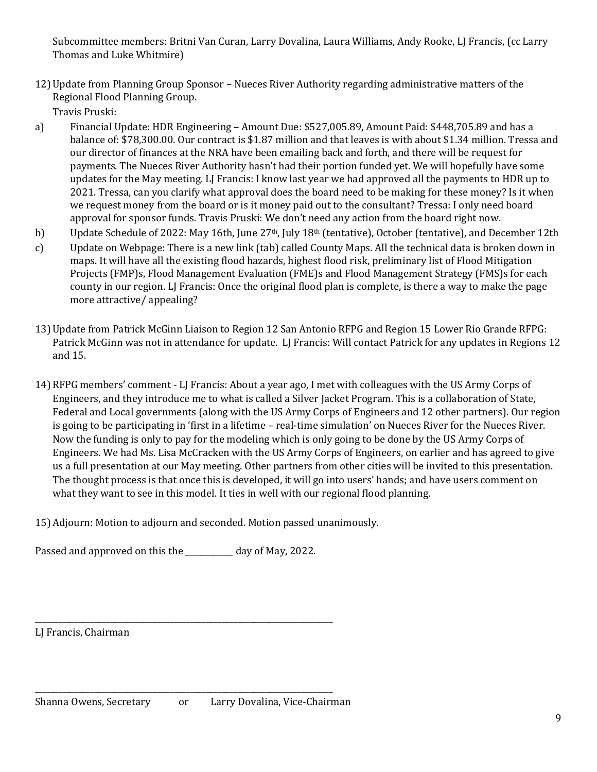Subcommittee members: Britni Van Curan, Larry Dovalina, Laura Williams, Andy Rooke, LJ Francis, (cc Larry Thomas and Luke Whitmire)

12) Update from Planning Group Sponsor – Nueces River Authority regarding administrative matters of the Regional Flood Planning Group.

Travis Pruski:

a) Financial Update: HDR Engineering – Amount Due: $527,005.89, Amount Paid: $448,705.89 and has a balance of: $78,300.00. Our contract is $1.87 million and that leaves is with about $1.34 million. Tressa and our director of finances at the NRA have been emailing back and forth, and there will be request for payments. The Nueces River Authority hasn't had their portion funded yet. We will hopefully have some updates for the May meeting. LJ Francis: I know last year we had approved all the payments to HDR up to 2021. Tressa, can you clarify what approval does the board need to be making for these money? Is it when we request money from the board or is it money paid out to the consultant? Tressa: I only need board approval for sponsor funds. Travis Pruski: We don't need any action from the board right now.

b) Update Schedule of 2022: May 16th, June 27th, July 18th (tentative), October (tentative), and December 12th

c) Update on Webpage: There is a new link (tab) called County Maps. All the technical data is broken down in maps. It will have all the existing flood hazards, highest flood risk, preliminary list of Flood Mitigation Projects (FMP)s, Flood Management Evaluation (FME)s and Flood Management Strategy (FMS)s for each county in our region. LJ Francis: Once the original flood plan is complete, is there a way to make the page more attractive/ appealing?

13) Update from Patrick McGinn Liaison to Region 12 San Antonio RFPG and Region 15 Lower Rio Grande RFPG: Patrick McGinn was not in attendance for update. LJ Francis: Will contact Patrick for any updates in Regions 12 and 15.

14) RFPG members' comment - LJ Francis: About a year ago, I met with colleagues with the US Army Corps of Engineers, and they introduce me to what is called a Silver Jacket Program. This is a collaboration of State, Federal and Local governments (along with the US Army Corps of Engineers and 12 other partners). Our region is going to be participating in 'first in a lifetime – real-time simulation' on Nueces River for the Nueces River. Now the funding is only to pay for the modeling which is only going to be done by the US Army Corps of Engineers. We had Ms. Lisa McCracken with the US Army Corps of Engineers, on earlier and has agreed to give us a full presentation at our May meeting. Other partners from other cities will be invited to this presentation. The thought process is that once this is developed, it will go into users' hands; and have users comment on what they want to see in this model. It ties in well with our regional flood planning.

15) Adjourn: Motion to adjourn and seconded. Motion passed unanimously.

Passed and approved on this the ____________ day of May, 2022.

_______________________________________________

LJ Francis, Chairman

_______________________________________________

Shanna Owens, Secretary or Larry Dovalina, Vice-Chairman